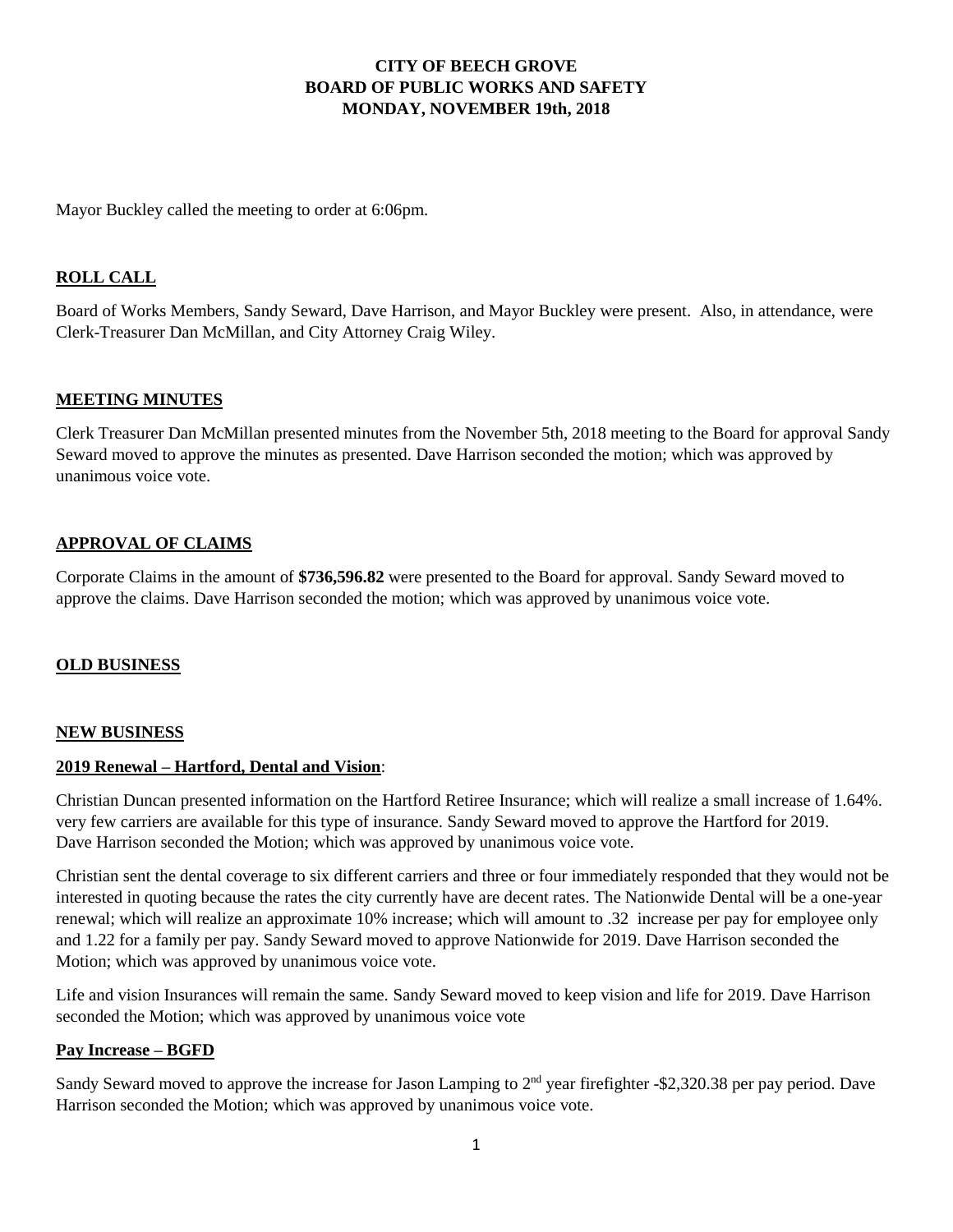# CITY OF BEECH GROVE
# BOARD OF PUBLIC WORKS AND SAFETY
# MONDAY, NOVEMBER 19th, 2018

Mayor Buckley called the meeting to order at 6:06pm.

## ROLL CALL

Board of Works Members, Sandy Seward, Dave Harrison, and Mayor Buckley were present. Also, in attendance, were Clerk-Treasurer Dan McMillan, and City Attorney Craig Wiley.

## MEETING MINUTES

Clerk Treasurer Dan McMillan presented minutes from the November 5th, 2018 meeting to the Board for approval Sandy Seward moved to approve the minutes as presented. Dave Harrison seconded the motion; which was approved by unanimous voice vote.

## APPROVAL OF CLAIMS

Corporate Claims in the amount of **$736,596.82** were presented to the Board for approval. Sandy Seward moved to approve the claims. Dave Harrison seconded the motion; which was approved by unanimous voice vote.

## OLD BUSINESS

## NEW BUSINESS

### 2019 Renewal – Hartford, Dental and Vision:

Christian Duncan presented information on the Hartford Retiree Insurance; which will realize a small increase of 1.64%. very few carriers are available for this type of insurance. Sandy Seward moved to approve the Hartford for 2019. Dave Harrison seconded the Motion; which was approved by unanimous voice vote.

Christian sent the dental coverage to six different carriers and three or four immediately responded that they would not be interested in quoting because the rates the city currently have are decent rates. The Nationwide Dental will be a one-year renewal; which will realize an approximate 10% increase; which will amount to .32 increase per pay for employee only and 1.22 for a family per pay. Sandy Seward moved to approve Nationwide for 2019. Dave Harrison seconded the Motion; which was approved by unanimous voice vote.

Life and vision Insurances will remain the same. Sandy Seward moved to keep vision and life for 2019. Dave Harrison seconded the Motion; which was approved by unanimous voice vote

### Pay Increase – BGFD

Sandy Seward moved to approve the increase for Jason Lamping to 2nd year firefighter -$2,320.38 per pay period. Dave Harrison seconded the Motion; which was approved by unanimous voice vote.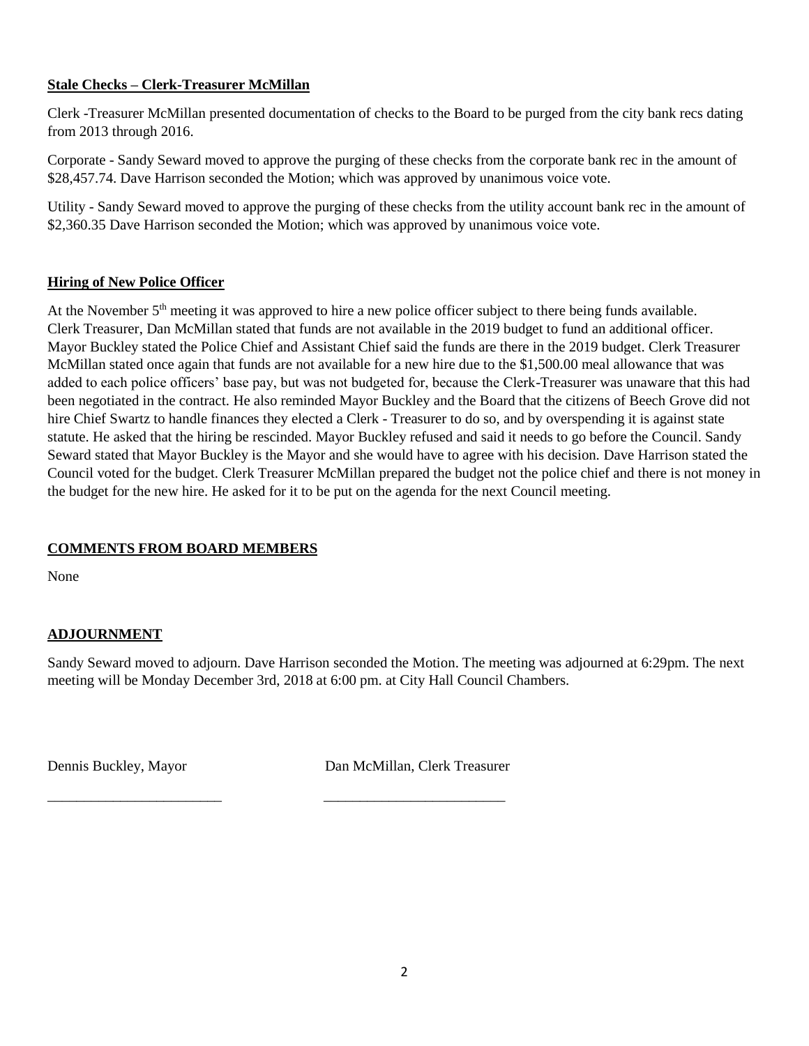**Stale Checks – Clerk-Treasurer McMillan**

Clerk -Treasurer McMillan presented documentation of checks to the Board to be purged from the city bank recs dating from 2013 through 2016.

Corporate - Sandy Seward moved to approve the purging of these checks from the corporate bank rec in the amount of $28,457.74. Dave Harrison seconded the Motion; which was approved by unanimous voice vote.

Utility - Sandy Seward moved to approve the purging of these checks from the utility account bank rec in the amount of $2,360.35 Dave Harrison seconded the Motion; which was approved by unanimous voice vote.

**Hiring of New Police Officer**

At the November 5th meeting it was approved to hire a new police officer subject to there being funds available. Clerk Treasurer, Dan McMillan stated that funds are not available in the 2019 budget to fund an additional officer. Mayor Buckley stated the Police Chief and Assistant Chief said the funds are there in the 2019 budget. Clerk Treasurer McMillan stated once again that funds are not available for a new hire due to the $1,500.00 meal allowance that was added to each police officers' base pay, but was not budgeted for, because the Clerk-Treasurer was unaware that this had been negotiated in the contract. He also reminded Mayor Buckley and the Board that the citizens of Beech Grove did not hire Chief Swartz to handle finances they elected a Clerk - Treasurer to do so, and by overspending it is against state statute. He asked that the hiring be rescinded. Mayor Buckley refused and said it needs to go before the Council. Sandy Seward stated that Mayor Buckley is the Mayor and she would have to agree with his decision. Dave Harrison stated the Council voted for the budget. Clerk Treasurer McMillan prepared the budget not the police chief and there is not money in the budget for the new hire. He asked for it to be put on the agenda for the next Council meeting.

**COMMENTS FROM BOARD MEMBERS**

None

**ADJOURNMENT**

Sandy Seward moved to adjourn. Dave Harrison seconded the Motion. The meeting was adjourned at 6:29pm. The next meeting will be Monday December 3rd, 2018 at 6:00 pm. at City Hall Council Chambers.

Dennis Buckley, Mayor                    Dan McMillan, Clerk Treasurer

________________________                    ________________________